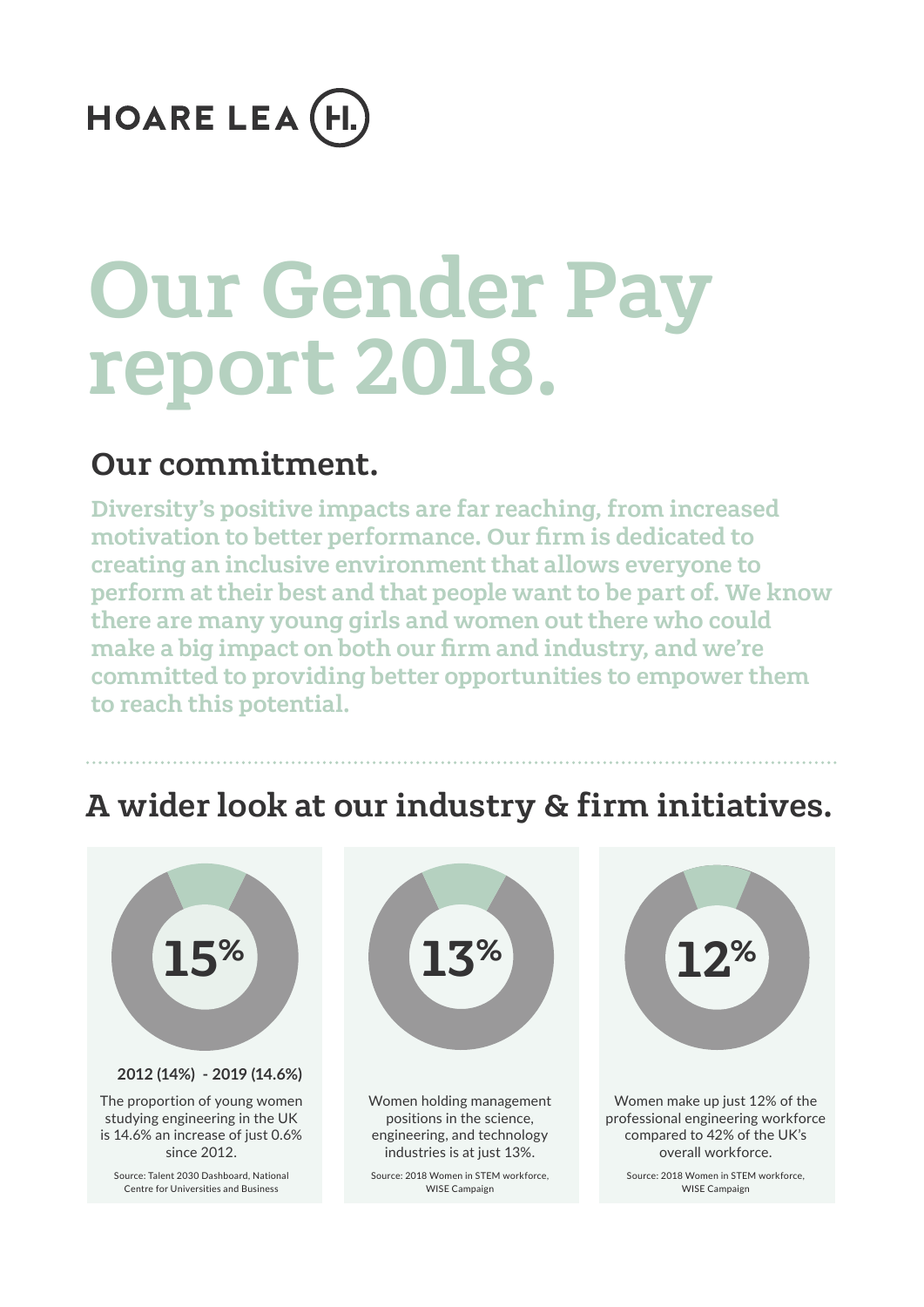HOARE LEA (H.)

# Our Gender Pay report 2018.

## Our commitment.

**Diversity's positive impacts are far reaching, from increased motivation to better performance. Our firm is dedicated to creating an inclusive environment that allows everyone to perform at their best and that people want to be part of. We know there are many young girls and women out there who could make a big impact on both our firm and industry, and we're committed to providing better opportunities to empower them to reach this potential.**

## A wider look at our industry & firm initiatives.

**15%**

**2012 (14%) - 2019 (14.6%)**

The proportion of young women studying engineering in the UK is 14.6% an increase of just 0.6% since 2012.

Source: Talent 2030 Dashboard, National Centre for Universities and Business

**13%**

Women holding management positions in the science, engineering, and technology industries is at just 13%.

Source: 2018 Women in STEM workforce, WISE Campaign

**12%**

Women make up just 12% of the professional engineering workforce compared to 42% of the UK's overall workforce.

Source: 2018 Women in STEM workforce, WISE Campaign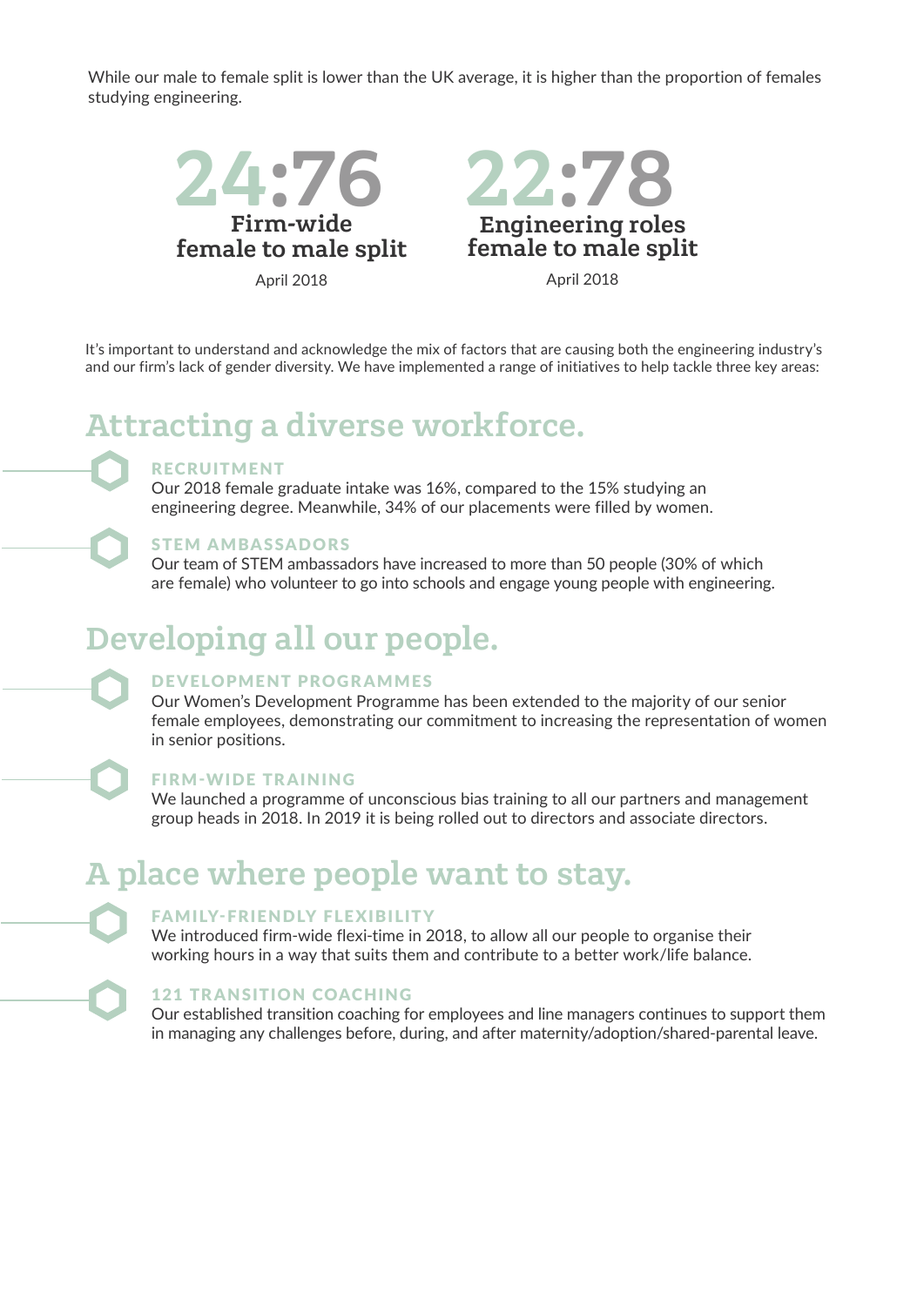While our male to female split is lower than the UK average, it is higher than the proportion of females studying engineering.

**24:76**
**Firm-wide female to male split**
April 2018

**22:78**
**Engineering roles female to male split**
April 2018

It's important to understand and acknowledge the mix of factors that are causing both the engineering industry's and our firm's lack of gender diversity. We have implemented a range of initiatives to help tackle three key areas:

## Attracting a diverse workforce.

### RECRUITMENT

Our 2018 female graduate intake was 16%, compared to the 15% studying an engineering degree. Meanwhile, 34% of our placements were filled by women.

### STEM AMBASSADORS

Our team of STEM ambassadors have increased to more than 50 people (30% of which are female) who volunteer to go into schools and engage young people with engineering.

## Developing all our people.

### DEVELOPMENT PROGRAMMES

Our Women's Development Programme has been extended to the majority of our senior female employees, demonstrating our commitment to increasing the representation of women in senior positions.

### FIRM-WIDE TRAINING

We launched a programme of unconscious bias training to all our partners and management group heads in 2018. In 2019 it is being rolled out to directors and associate directors.

## A place where people want to stay.

### FAMILY-FRIENDLY FLEXIBILITY

We introduced firm-wide flexi-time in 2018, to allow all our people to organise their working hours in a way that suits them and contribute to a better work/life balance.

### 121 TRANSITION COACHING

Our established transition coaching for employees and line managers continues to support them in managing any challenges before, during, and after maternity/adoption/shared-parental leave.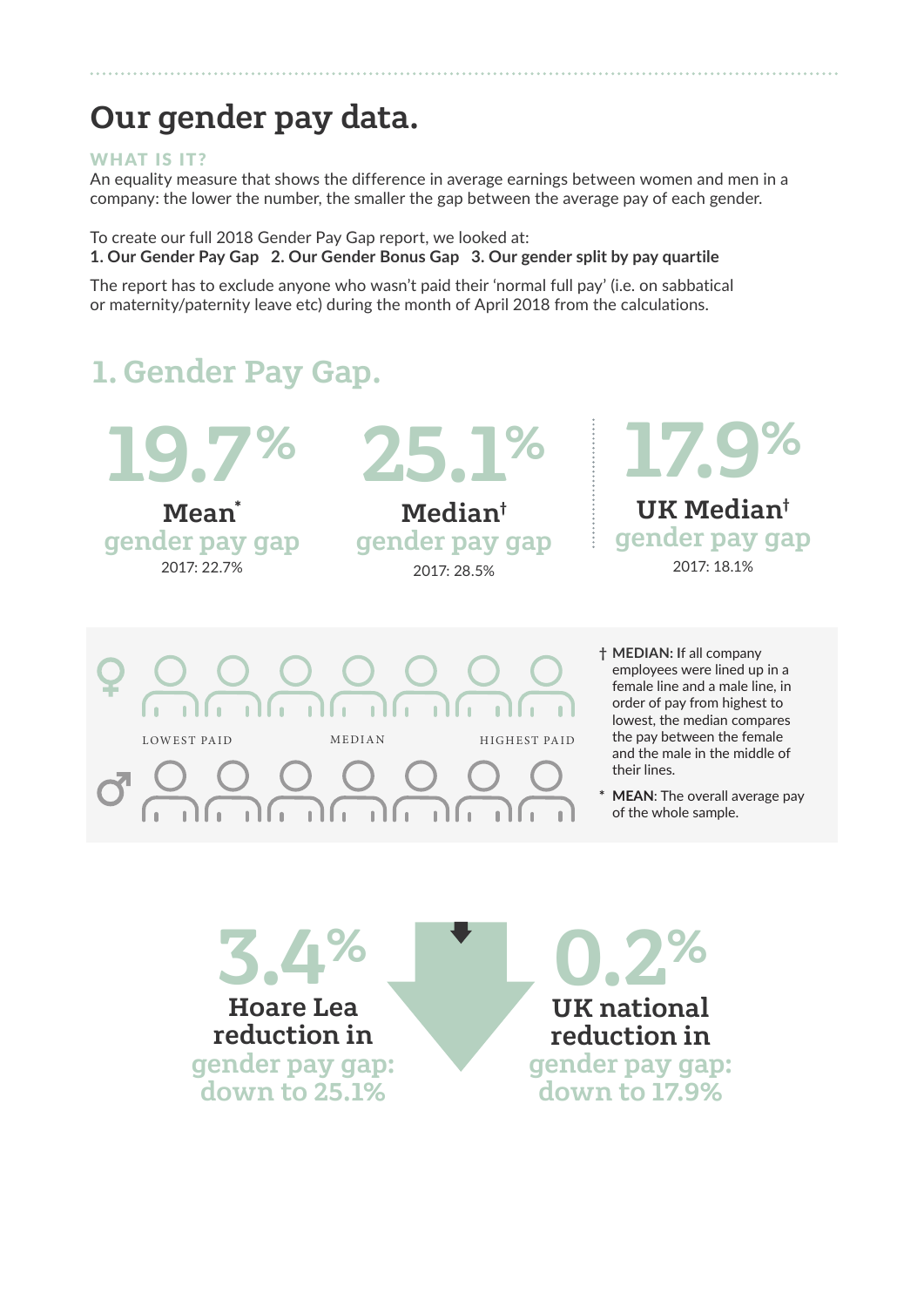# Our gender pay data.

**WHAT IS IT?**

An equality measure that shows the difference in average earnings between women and men in a company: the lower the number, the smaller the gap between the average pay of each gender.

To create our full 2018 Gender Pay Gap report, we looked at:
**1. Our Gender Pay Gap 2. Our Gender Bonus Gap 3. Our gender split by pay quartile**

The report has to exclude anyone who wasn't paid their 'normal full pay' (i.e. on sabbatical or maternity/paternity leave etc) during the month of April 2018 from the calculations.

## 1. Gender Pay Gap.

**19.7%**
**Mean***
gender pay gap
2017: 22.7%

**25.1%**
**Median†**
gender pay gap
2017: 28.5%

**17.9%**
**UK Median†**
gender pay gap
2017: 18.1%

LOWEST PAID — MEDIAN — HIGHEST PAID

† **MEDIAN:** If all company employees were lined up in a female line and a male line, in order of pay from highest to lowest, the median compares the pay between the female and the male in the middle of their lines.

* **MEAN**: The overall average pay of the whole sample.

**3.4%**
**Hoare Lea reduction in**
gender pay gap:
down to 25.1%

**0.2%**
**UK national reduction in**
gender pay gap:
down to 17.9%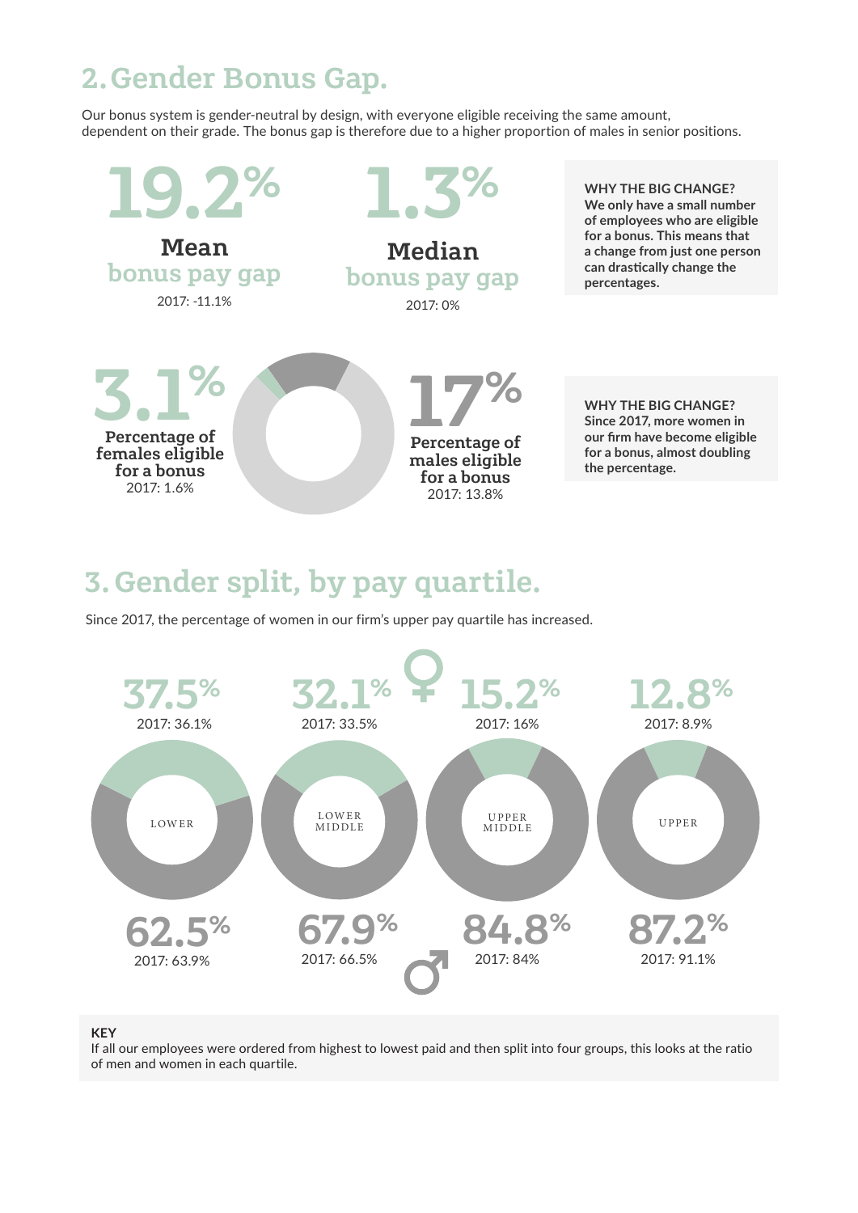## 2. Gender Bonus Gap.

Our bonus system is gender-neutral by design, with everyone eligible receiving the same amount, dependent on their grade. The bonus gap is therefore due to a higher proportion of males in senior positions.

**19.2%**
**Mean** bonus pay gap
2017: -11.1%

**1.3%**
**Median** bonus pay gap
2017: 0%

**WHY THE BIG CHANGE?**
**We only have a small number of employees who are eligible for a bonus. This means that a change from just one person can drastically change the percentages.**

**3.1%**
**Percentage of females eligible for a bonus**
2017: 1.6%

**17%**
**Percentage of males eligible for a bonus**
2017: 13.8%

**WHY THE BIG CHANGE?**
**Since 2017, more women in our firm have become eligible for a bonus, almost doubling the percentage.**

## 3. Gender split, by pay quartile.

Since 2017, the percentage of women in our firm's upper pay quartile has increased.

| | LOWER | LOWER MIDDLE | UPPER MIDDLE | UPPER |
|---|---|---|---|---|
| ♀ | 37.5% (2017: 36.1%) | 32.1% (2017: 33.5%) | 15.2% (2017: 16%) | 12.8% (2017: 8.9%) |
| ♂ | 62.5% (2017: 63.9%) | 67.9% (2017: 66.5%) | 84.8% (2017: 84%) | 87.2% (2017: 91.1%) |

**KEY**
If all our employees were ordered from highest to lowest paid and then split into four groups, this looks at the ratio of men and women in each quartile.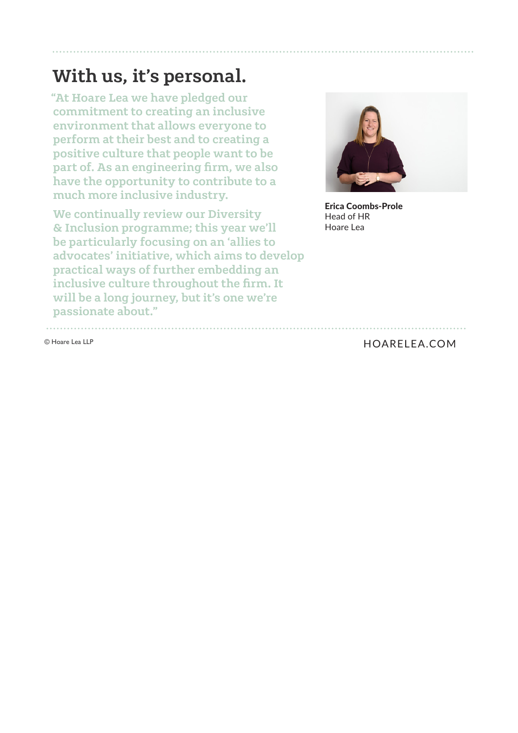## With us, it's personal.

"At Hoare Lea we have pledged our commitment to creating an inclusive environment that allows everyone to perform at their best and to creating a positive culture that people want to be part of. As an engineering firm, we also have the opportunity to contribute to a much more inclusive industry.

We continually review our Diversity & Inclusion programme; this year we'll be particularly focusing on an 'allies to advocates' initiative, which aims to develop practical ways of further embedding an inclusive culture throughout the firm. It will be a long journey, but it's one we're passionate about."

**Erica Coombs-Prole**
Head of HR
Hoare Lea

© Hoare Lea LLP

HOARELEA.COM